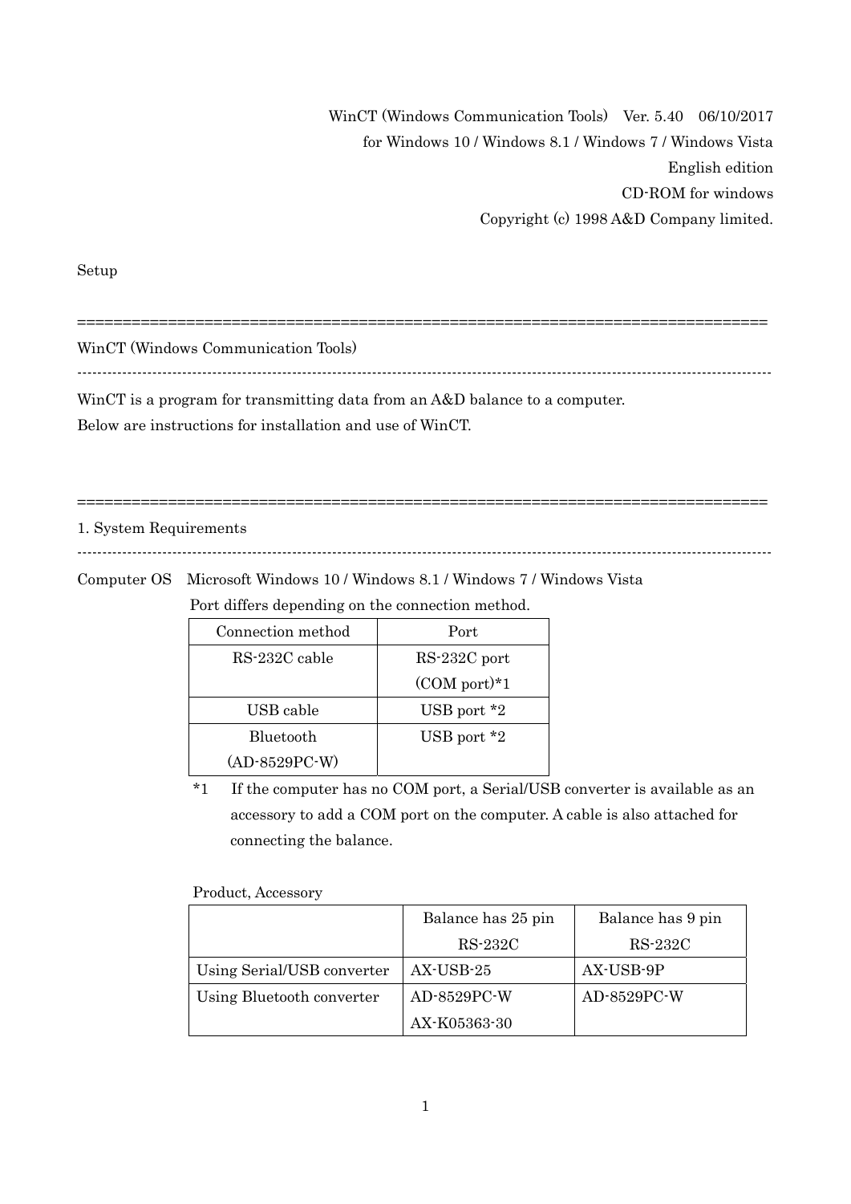WinCT (Windows Communication Tools)　Ver. 5.40　06/10/2017
for Windows 10 / Windows 8.1 / Windows 7 / Windows Vista
English edition
CD-ROM for windows
Copyright (c) 1998 A&D Company limited.

Setup

================================================================================

## WinCT (Windows Communication Tools)

--------------------------------------------------------------------------------

WinCT is a program for transmitting data from an A&D balance to a computer.
Below are instructions for installation and use of WinCT.

================================================================================

## 1. System Requirements

--------------------------------------------------------------------------------

Computer OS　Microsoft Windows 10 / Windows 8.1 / Windows 7 / Windows Vista

Port differs depending on the connection method.

| Connection method | Port |
|---|---|
| RS-232C cable | RS-232C port (COM port)*1 |
| USB cable | USB port *2 |
| Bluetooth (AD-8529PC-W) | USB port *2 |

*1　If the computer has no COM port, a Serial/USB converter is available as an accessory to add a COM port on the computer. A cable is also attached for connecting the balance.

Product, Accessory

| | Balance has 25 pin RS-232C | Balance has 9 pin RS-232C |
|---|---|---|
| Using Serial/USB converter | AX-USB-25 | AX-USB-9P |
| Using Bluetooth converter | AD-8529PC-W AX-K05363-30 | AD-8529PC-W |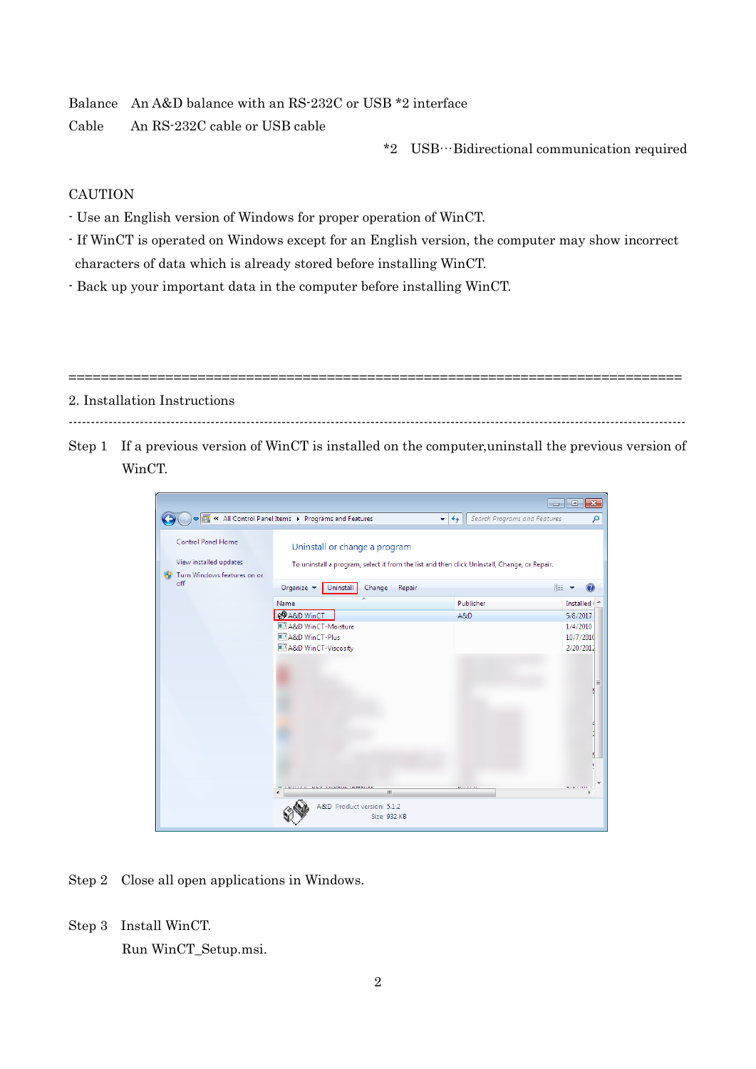Balance An A&D balance with an RS-232C or USB *2 interface

Cable An RS-232C cable or USB cable

*2 USB···Bidirectional communication required

CAUTION

- Use an English version of Windows for proper operation of WinCT.
- If WinCT is operated on Windows except for an English version, the computer may show incorrect characters of data which is already stored before installing WinCT.
- Back up your important data in the computer before installing WinCT.

==============================================================================

## 2. Installation Instructions

------------------------------------------------------------------------------

Step 1 If a previous version of WinCT is installed on the computer,uninstall the previous version of WinCT.

Step 2 Close all open applications in Windows.

Step 3 Install WinCT.

Run WinCT_Setup.msi.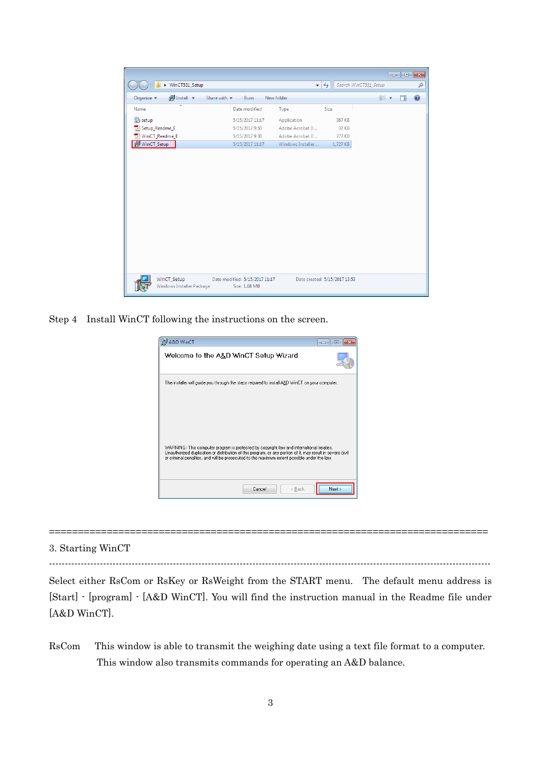Step 4　Install WinCT following the instructions on the screen.

================================================================================

3. Starting WinCT

--------------------------------------------------------------------------------

Select either RsCom or RsKey or RsWeight from the START menu. The default menu address is [Start] - [program] - [A&D WinCT]. You will find the instruction manual in the Readme file under [A&D WinCT].

RsCom　This window is able to transmit the weighing date using a text file format to a computer. This window also transmits commands for operating an A&D balance.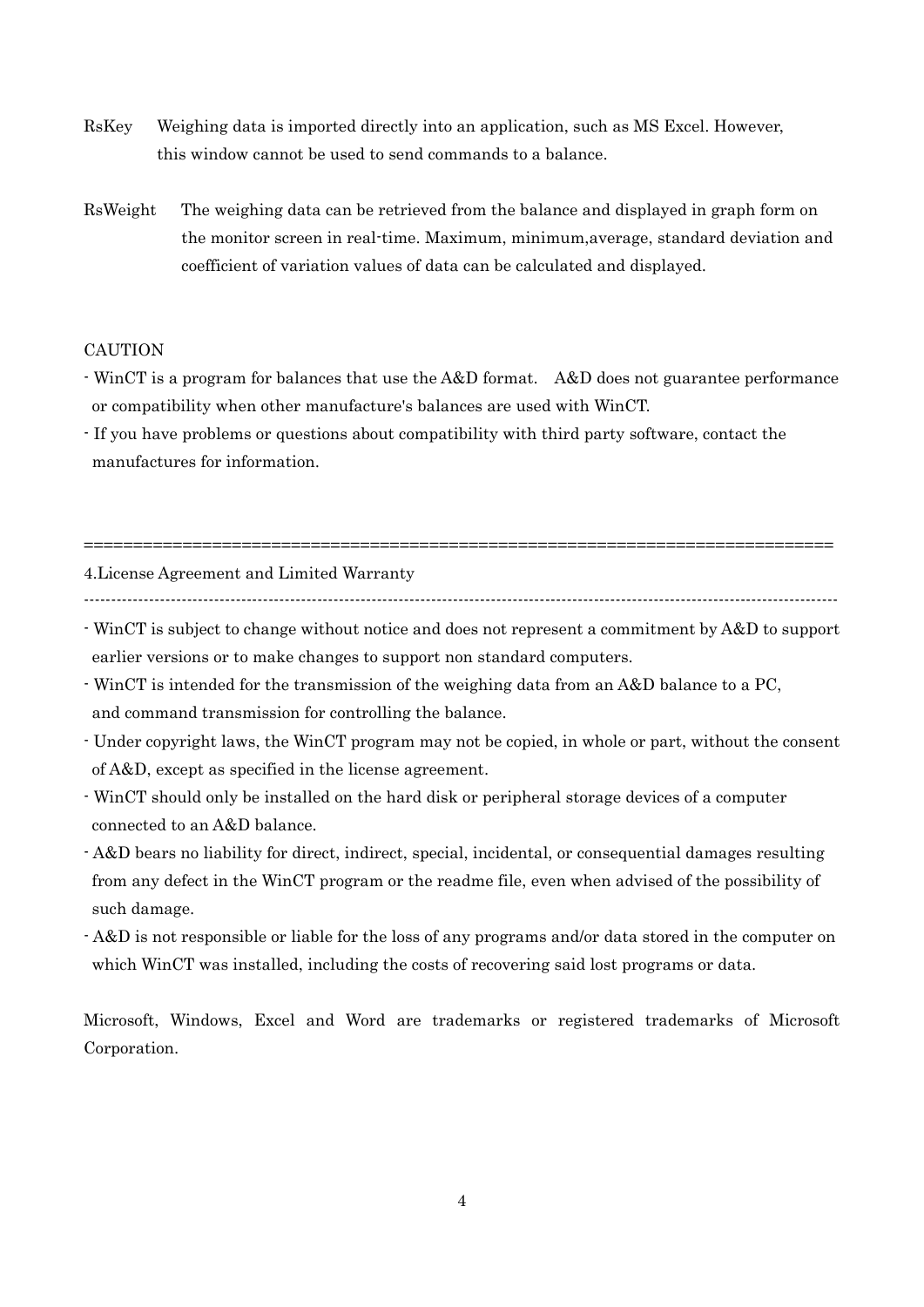RsKey Weighing data is imported directly into an application, such as MS Excel. However, this window cannot be used to send commands to a balance.

RsWeight The weighing data can be retrieved from the balance and displayed in graph form on the monitor screen in real-time. Maximum, minimum,average, standard deviation and coefficient of variation values of data can be calculated and displayed.

CAUTION

- WinCT is a program for balances that use the A&D format. A&D does not guarantee performance or compatibility when other manufacture's balances are used with WinCT.
- If you have problems or questions about compatibility with third party software, contact the manufactures for information.

==============================================================================

4.License Agreement and Limited Warranty

------------------------------------------------------------------------------

- WinCT is subject to change without notice and does not represent a commitment by A&D to support earlier versions or to make changes to support non standard computers.
- WinCT is intended for the transmission of the weighing data from an A&D balance to a PC, and command transmission for controlling the balance.
- Under copyright laws, the WinCT program may not be copied, in whole or part, without the consent of A&D, except as specified in the license agreement.
- WinCT should only be installed on the hard disk or peripheral storage devices of a computer connected to an A&D balance.
- A&D bears no liability for direct, indirect, special, incidental, or consequential damages resulting from any defect in the WinCT program or the readme file, even when advised of the possibility of such damage.
- A&D is not responsible or liable for the loss of any programs and/or data stored in the computer on which WinCT was installed, including the costs of recovering said lost programs or data.

Microsoft, Windows, Excel and Word are trademarks or registered trademarks of Microsoft Corporation.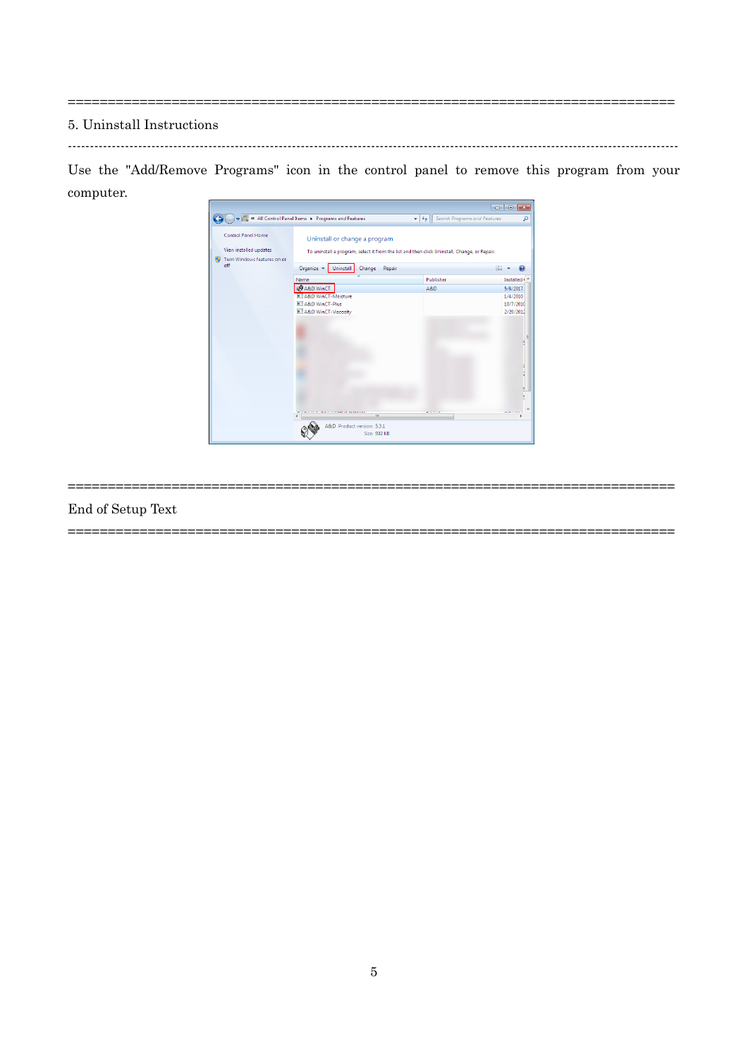================================================================================

5. Uninstall Instructions

--------------------------------------------------------------------------------

Use the "Add/Remove Programs" icon in the control panel to remove this program from your computer.

================================================================================

End of Setup Text

================================================================================